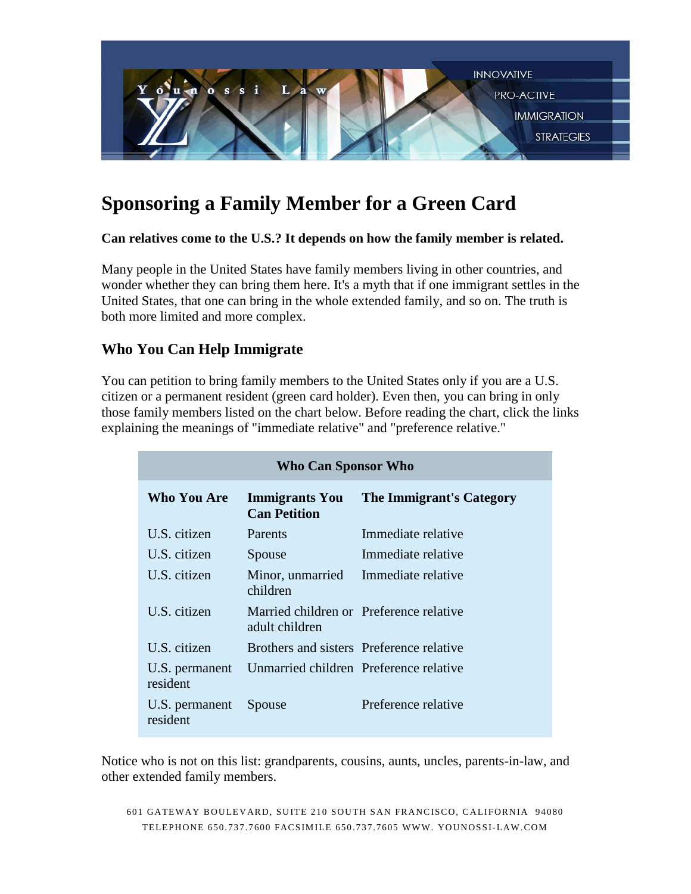# Sponsoring a Family Member for a Green Card

**Can relatives come to the U.S.? It depends on how the family member is related.**

Many people in the United States have family members living in other countries, and wonder whether they can bring them here. It's a myth that if one immigrant settles in the United States, that one can bring in the whole extended family, and so on. The truth is both more limited and more complex.

## Who You Can Help Immigrate

You can petition to bring family members to the United States only if you are a U.S. citizen or a permanent resident (green card holder). Even then, you can bring in only those family members listed on the chart below. Before reading the chart, click the links explaining the meanings of "immediate relative" and "preference relative."

**Who Can Sponsor Who**

| Who You Are | Immigrants You Can Petition | The Immigrant's Category |
|---|---|---|
| U.S. citizen | Parents | Immediate relative |
| U.S. citizen | Spouse | Immediate relative |
| U.S. citizen | Minor, unmarried children | Immediate relative |
| U.S. citizen | Married children or adult children | Preference relative |
| U.S. citizen | Brothers and sisters | Preference relative |
| U.S. permanent resident | Unmarried children | Preference relative |
| U.S. permanent resident | Spouse | Preference relative |

Notice who is not on this list: grandparents, cousins, aunts, uncles, parents-in-law, and other extended family members.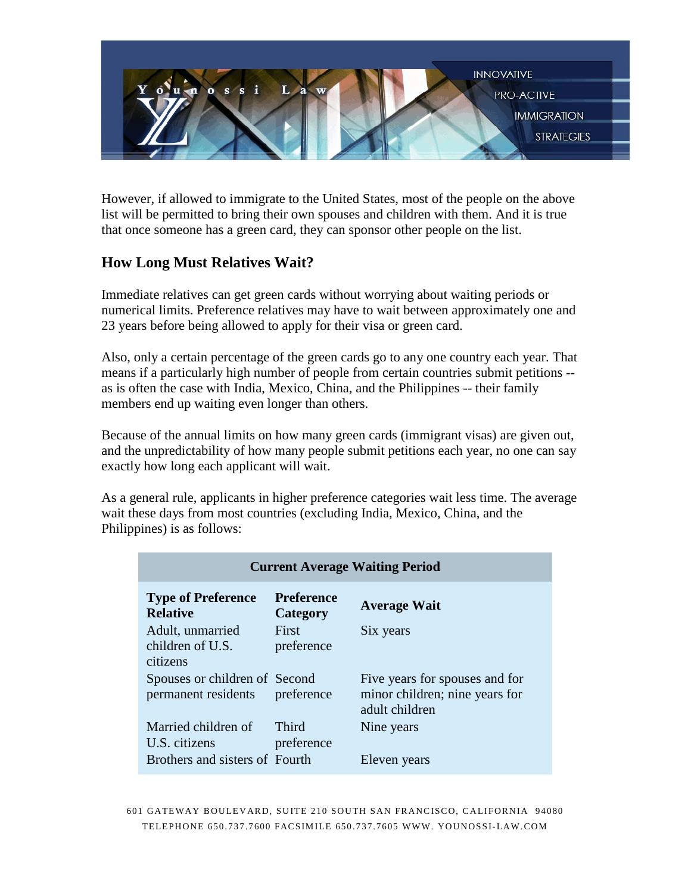However, if allowed to immigrate to the United States, most of the people on the above list will be permitted to bring their own spouses and children with them. And it is true that once someone has a green card, they can sponsor other people on the list.

## How Long Must Relatives Wait?

Immediate relatives can get green cards without worrying about waiting periods or numerical limits. Preference relatives may have to wait between approximately one and 23 years before being allowed to apply for their visa or green card.

Also, only a certain percentage of the green cards go to any one country each year. That means if a particularly high number of people from certain countries submit petitions -- as is often the case with India, Mexico, China, and the Philippines -- their family members end up waiting even longer than others.

Because of the annual limits on how many green cards (immigrant visas) are given out, and the unpredictability of how many people submit petitions each year, no one can say exactly how long each applicant will wait.

As a general rule, applicants in higher preference categories wait less time. The average wait these days from most countries (excluding India, Mexico, China, and the Philippines) is as follows:

**Current Average Waiting Period**

| Type of Preference Relative | Preference Category | Average Wait |
|---|---|---|
| Adult, unmarried children of U.S. citizens | First preference | Six years |
| Spouses or children of permanent residents | Second preference | Five years for spouses and for minor children; nine years for adult children |
| Married children of U.S. citizens | Third preference | Nine years |
| Brothers and sisters of | Fourth | Eleven years |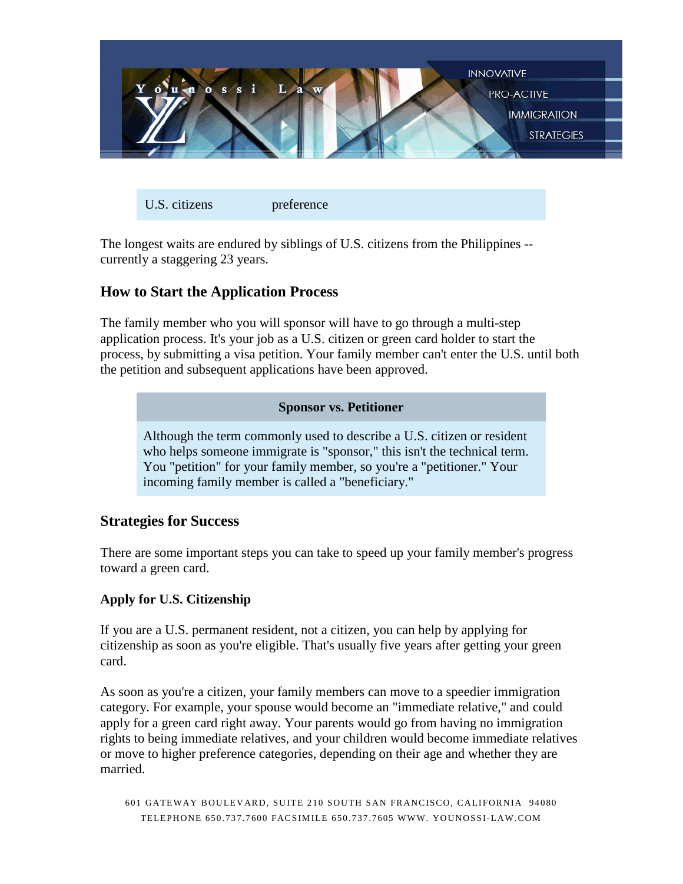| U.S. citizens | preference |
| --- | --- |

The longest waits are endured by siblings of U.S. citizens from the Philippines -- currently a staggering 23 years.

## How to Start the Application Process

The family member who you will sponsor will have to go through a multi-step application process. It's your job as a U.S. citizen or green card holder to start the process, by submitting a visa petition. Your family member can't enter the U.S. until both the petition and subsequent applications have been approved.

| Sponsor vs. Petitioner |
| --- |
| Although the term commonly used to describe a U.S. citizen or resident who helps someone immigrate is "sponsor," this isn't the technical term. You "petition" for your family member, so you're a "petitioner." Your incoming family member is called a "beneficiary." |

## Strategies for Success

There are some important steps you can take to speed up your family member's progress toward a green card.

### Apply for U.S. Citizenship

If you are a U.S. permanent resident, not a citizen, you can help by applying for citizenship as soon as you're eligible. That's usually five years after getting your green card.

As soon as you're a citizen, your family members can move to a speedier immigration category. For example, your spouse would become an "immediate relative," and could apply for a green card right away. Your parents would go from having no immigration rights to being immediate relatives, and your children would become immediate relatives or move to higher preference categories, depending on their age and whether they are married.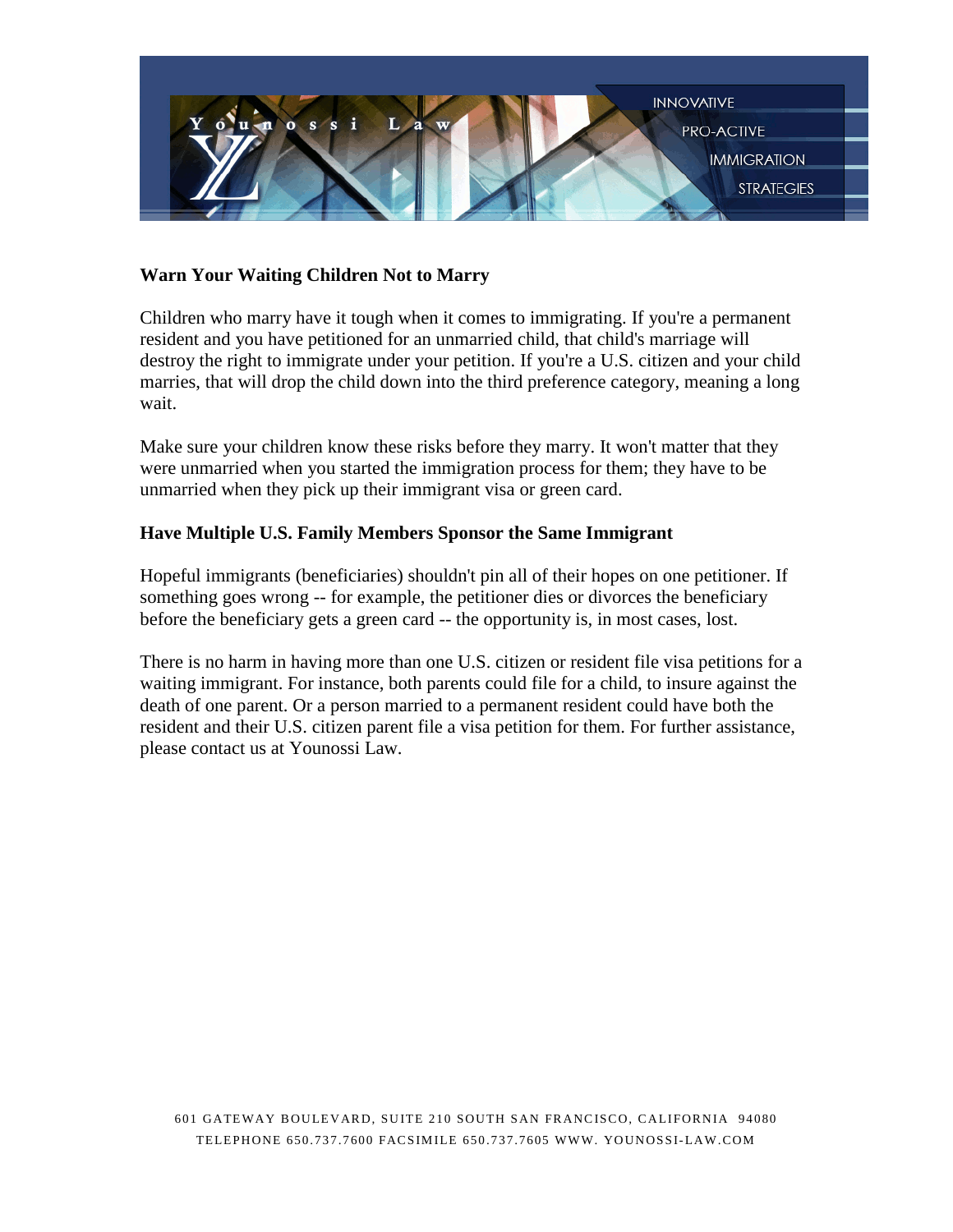**Warn Your Waiting Children Not to Marry**

Children who marry have it tough when it comes to immigrating. If you're a permanent resident and you have petitioned for an unmarried child, that child's marriage will destroy the right to immigrate under your petition. If you're a U.S. citizen and your child marries, that will drop the child down into the third preference category, meaning a long wait.

Make sure your children know these risks before they marry. It won't matter that they were unmarried when you started the immigration process for them; they have to be unmarried when they pick up their immigrant visa or green card.

**Have Multiple U.S. Family Members Sponsor the Same Immigrant**

Hopeful immigrants (beneficiaries) shouldn't pin all of their hopes on one petitioner. If something goes wrong -- for example, the petitioner dies or divorces the beneficiary before the beneficiary gets a green card -- the opportunity is, in most cases, lost.

There is no harm in having more than one U.S. citizen or resident file visa petitions for a waiting immigrant. For instance, both parents could file for a child, to insure against the death of one parent. Or a person married to a permanent resident could have both the resident and their U.S. citizen parent file a visa petition for them. For further assistance, please contact us at Younossi Law.